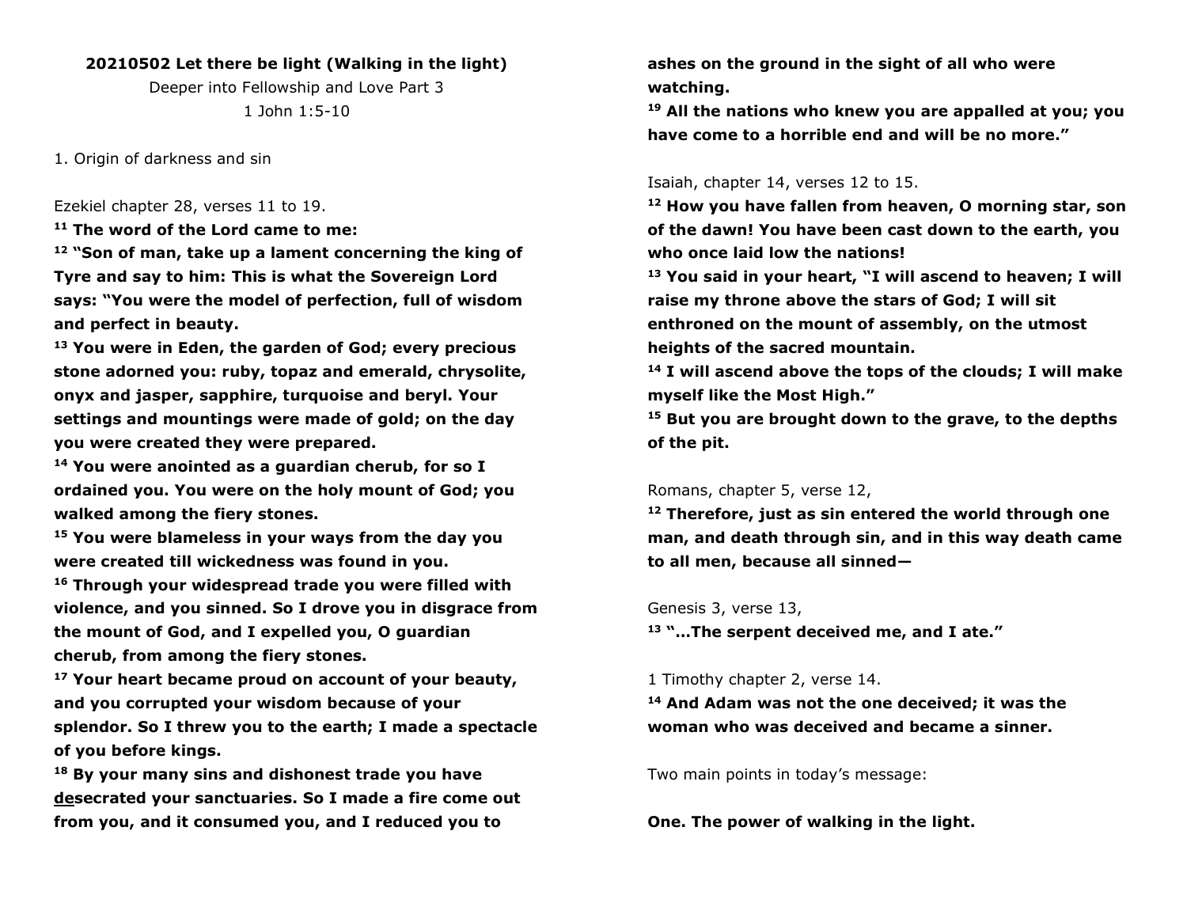**20210502 Let there be light (Walking in the light)**

Deeper into Fellowship and Love Part 3

1 John 1:5-10

1. Origin of darkness and sin

Ezekiel chapter 28, verses 11 to 19.

**11 The word of the Lord came to me:**

**12 "Son of man, take up a lament concerning the king of Tyre and say to him: This is what the Sovereign Lord says: "You were the model of perfection, full of wisdom and perfect in beauty.**

**13 You were in Eden, the garden of God; every precious stone adorned you: ruby, topaz and emerald, chrysolite, onyx and jasper, sapphire, turquoise and beryl. Your settings and mountings were made of gold; on the day you were created they were prepared.**

**14 You were anointed as a guardian cherub, for so I ordained you. You were on the holy mount of God; you walked among the fiery stones.**

**15 You were blameless in your ways from the day you were created till wickedness was found in you.**

**16 Through your widespread trade you were filled with violence, and you sinned. So I drove you in disgrace from the mount of God, and I expelled you, O guardian cherub, from among the fiery stones.**

**17 Your heart became proud on account of your beauty, and you corrupted your wisdom because of your splendor. So I threw you to the earth; I made a spectacle of you before kings.**

**18 By your many sins and dishonest trade you have desecrated your sanctuaries. So I made a fire come out from you, and it consumed you, and I reduced you to ashes on the ground in the sight of all who were watching.**

**19 All the nations who knew you are appalled at you; you have come to a horrible end and will be no more."**

Isaiah, chapter 14, verses 12 to 15.

**12 How you have fallen from heaven, O morning star, son of the dawn! You have been cast down to the earth, you who once laid low the nations!**

**13 You said in your heart, "I will ascend to heaven; I will raise my throne above the stars of God; I will sit enthroned on the mount of assembly, on the utmost heights of the sacred mountain.**

**14 I will ascend above the tops of the clouds; I will make myself like the Most High."**

**15 But you are brought down to the grave, to the depths of the pit.**

Romans, chapter 5, verse 12,

**12 Therefore, just as sin entered the world through one man, and death through sin, and in this way death came to all men, because all sinned—**

Genesis 3, verse 13,

**13 "…The serpent deceived me, and I ate."**

1 Timothy chapter 2, verse 14.

**14 And Adam was not the one deceived; it was the woman who was deceived and became a sinner.**

Two main points in today's message:

**One. The power of walking in the light.**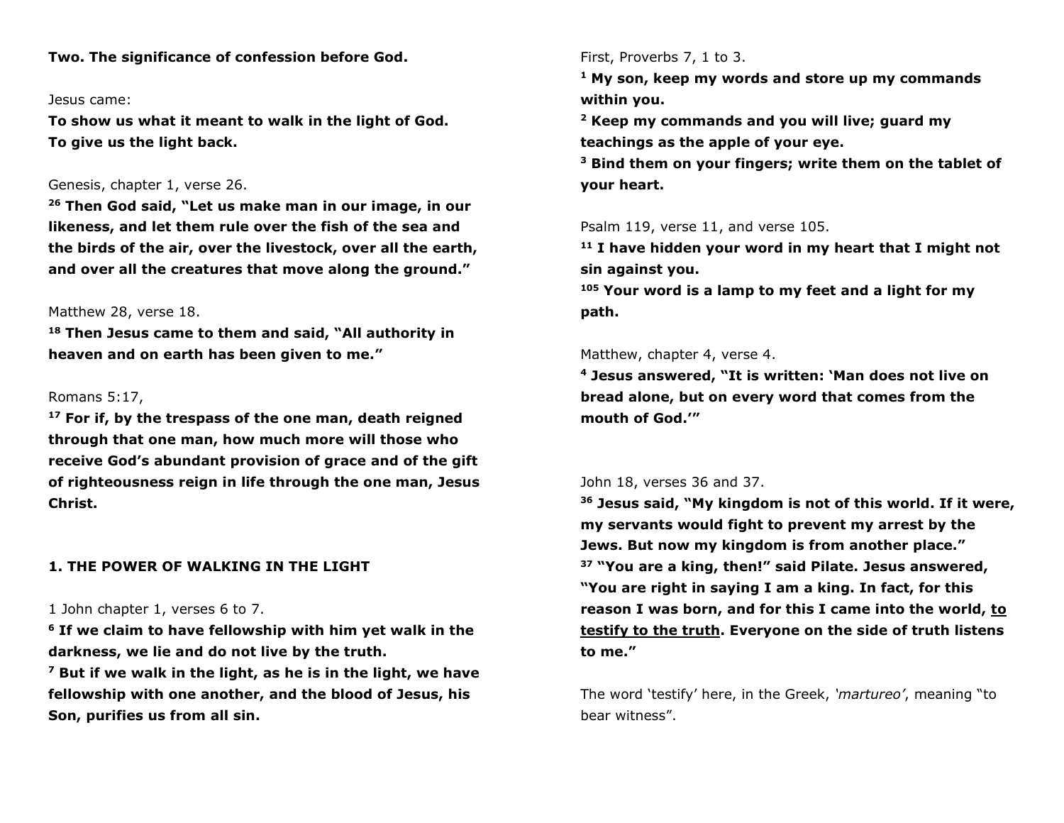**Two. The significance of confession before God.**

Jesus came:

**To show us what it meant to walk in the light of God.**
**To give us the light back.**

Genesis, chapter 1, verse 26.

**[26] Then God said, "Let us make man in our image, in our likeness, and let them rule over the fish of the sea and the birds of the air, over the livestock, over all the earth, and over all the creatures that move along the ground."**

Matthew 28, verse 18.

**[18] Then Jesus came to them and said, "All authority in heaven and on earth has been given to me."**

Romans 5:17,

**[17] For if, by the trespass of the one man, death reigned through that one man, how much more will those who receive God's abundant provision of grace and of the gift of righteousness reign in life through the one man, Jesus Christ.**

**1. THE POWER OF WALKING IN THE LIGHT**

1 John chapter 1, verses 6 to 7.

**[6] If we claim to have fellowship with him yet walk in the darkness, we lie and do not live by the truth.**
**[7] But if we walk in the light, as he is in the light, we have fellowship with one another, and the blood of Jesus, his Son, purifies us from all sin.**

First, Proverbs 7, 1 to 3.

**[1] My son, keep my words and store up my commands within you.**
**[2] Keep my commands and you will live; guard my teachings as the apple of your eye.**
**[3] Bind them on your fingers; write them on the tablet of your heart.**

Psalm 119, verse 11, and verse 105.

**[11] I have hidden your word in my heart that I might not sin against you.**
**[105] Your word is a lamp to my feet and a light for my path.**

Matthew, chapter 4, verse 4.

**[4] Jesus answered, "It is written: 'Man does not live on bread alone, but on every word that comes from the mouth of God.'"**

John 18, verses 36 and 37.

**[36] Jesus said, "My kingdom is not of this world. If it were, my servants would fight to prevent my arrest by the Jews. But now my kingdom is from another place."**
**[37] "You are a king, then!" said Pilate. Jesus answered, "You are right in saying I am a king. In fact, for this reason I was born, and for this I came into the world, <u>to testify to the truth</u>. Everyone on the side of truth listens to me."**

The word 'testify' here, in the Greek, *'martureo'*, meaning "to bear witness".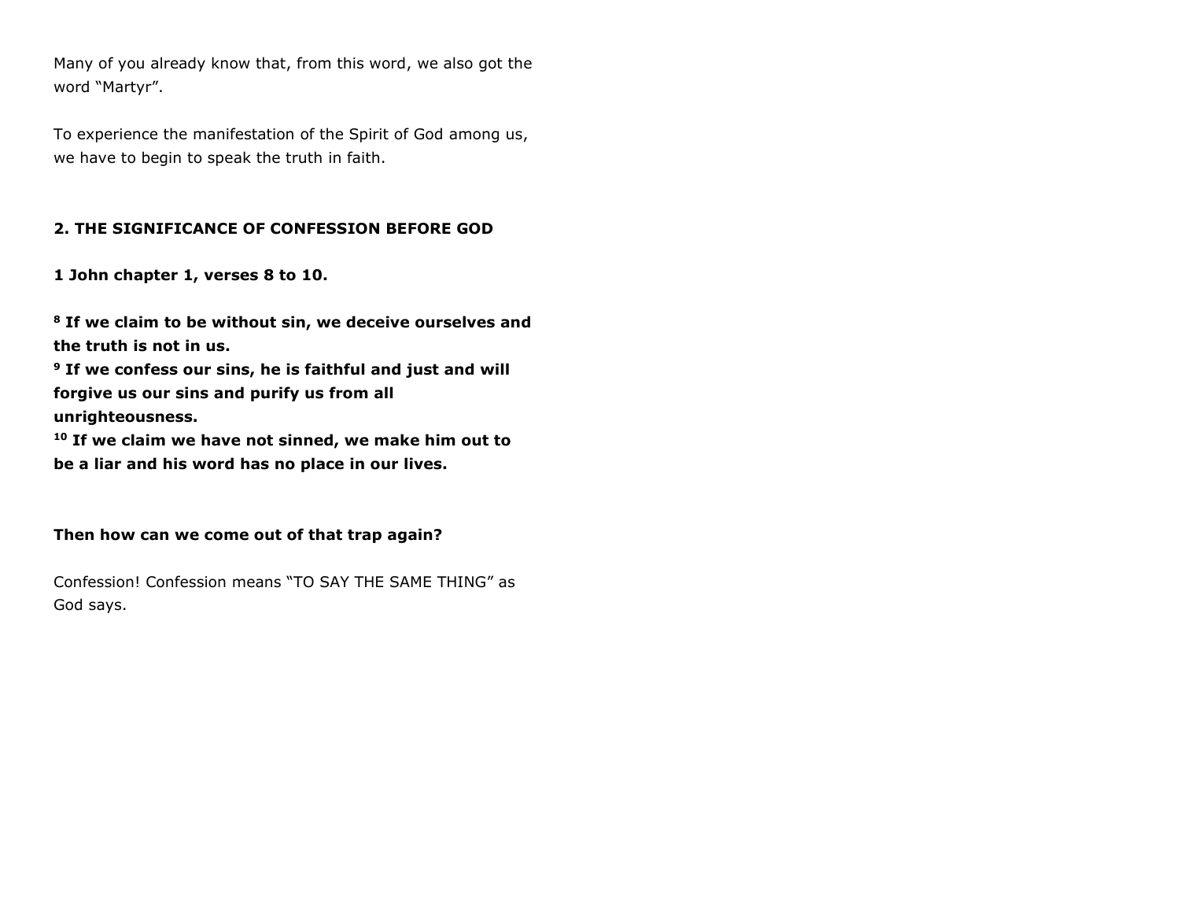Many of you already know that, from this word, we also got the word “Martyr”.

To experience the manifestation of the Spirit of God among us, we have to begin to speak the truth in faith.

## 2. THE SIGNIFICANCE OF CONFESSION BEFORE GOD

**1 John chapter 1, verses 8 to 10.**

**8 If we claim to be without sin, we deceive ourselves and the truth is not in us.**
**9 If we confess our sins, he is faithful and just and will forgive us our sins and purify us from all unrighteousness.**
**10 If we claim we have not sinned, we make him out to be a liar and his word has no place in our lives.**

**Then how can we come out of that trap again?**

Confession! Confession means “TO SAY THE SAME THING” as God says.